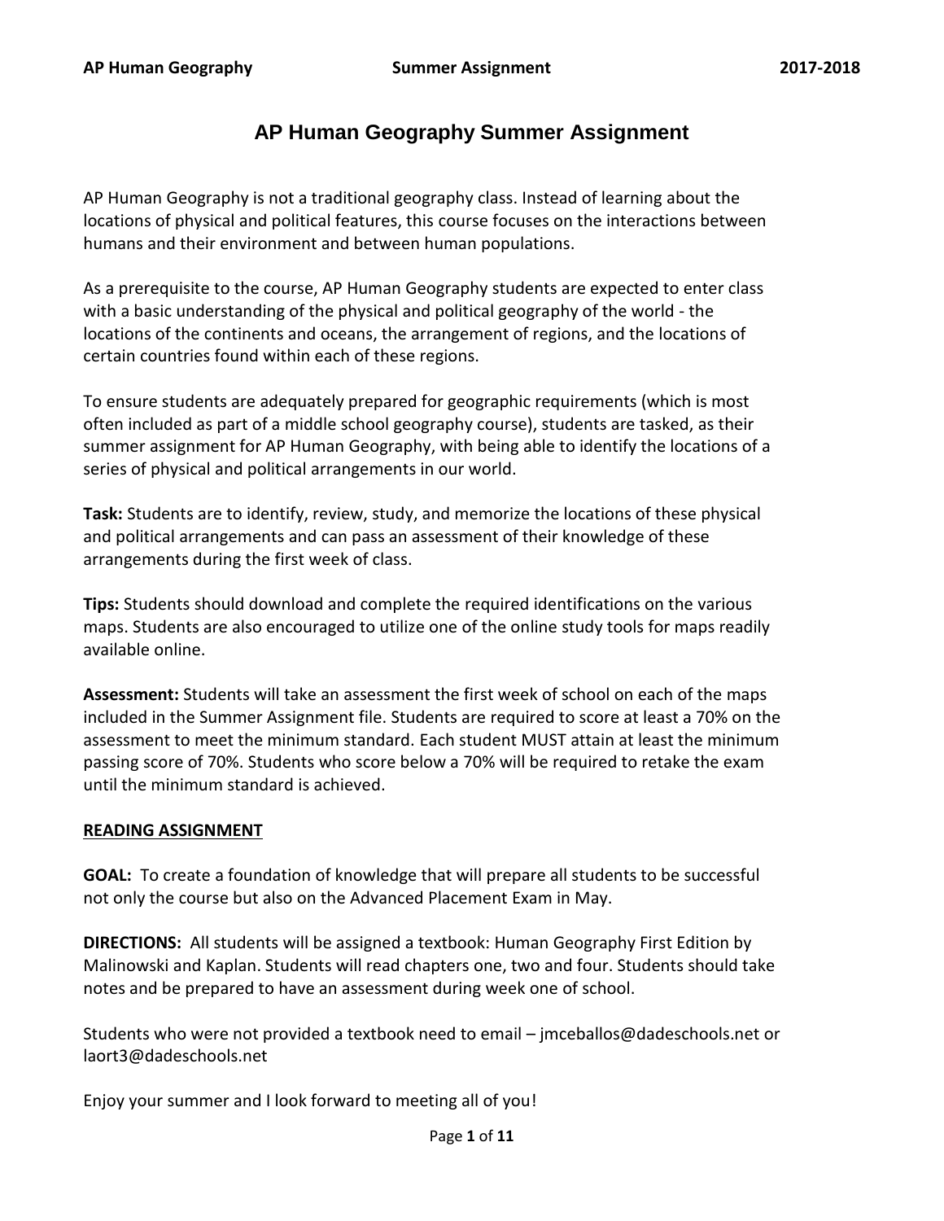# AP Human Geography Summer Assignment

AP Human Geography is not a traditional geography class. Instead of learning about the locations of physical and political features, this course focuses on the interactions between humans and their environment and between human populations.

As a prerequisite to the course, AP Human Geography students are expected to enter class with a basic understanding of the physical and political geography of the world - the locations of the continents and oceans, the arrangement of regions, and the locations of certain countries found within each of these regions.

To ensure students are adequately prepared for geographic requirements (which is most often included as part of a middle school geography course), students are tasked, as their summer assignment for AP Human Geography, with being able to identify the locations of a series of physical and political arrangements in our world.

**Task:** Students are to identify, review, study, and memorize the locations of these physical and political arrangements and can pass an assessment of their knowledge of these arrangements during the first week of class.

**Tips:** Students should download and complete the required identifications on the various maps. Students are also encouraged to utilize one of the online study tools for maps readily available online.

**Assessment:** Students will take an assessment the first week of school on each of the maps included in the Summer Assignment file. Students are required to score at least a 70% on the assessment to meet the minimum standard. Each student MUST attain at least the minimum passing score of 70%. Students who score below a 70% will be required to retake the exam until the minimum standard is achieved.

## READING ASSIGNMENT

**GOAL:** To create a foundation of knowledge that will prepare all students to be successful not only the course but also on the Advanced Placement Exam in May.

**DIRECTIONS:** All students will be assigned a textbook: Human Geography First Edition by Malinowski and Kaplan. Students will read chapters one, two and four. Students should take notes and be prepared to have an assessment during week one of school.

Students who were not provided a textbook need to email – jmceballos@dadeschools.net or laort3@dadeschools.net

Enjoy your summer and I look forward to meeting all of you!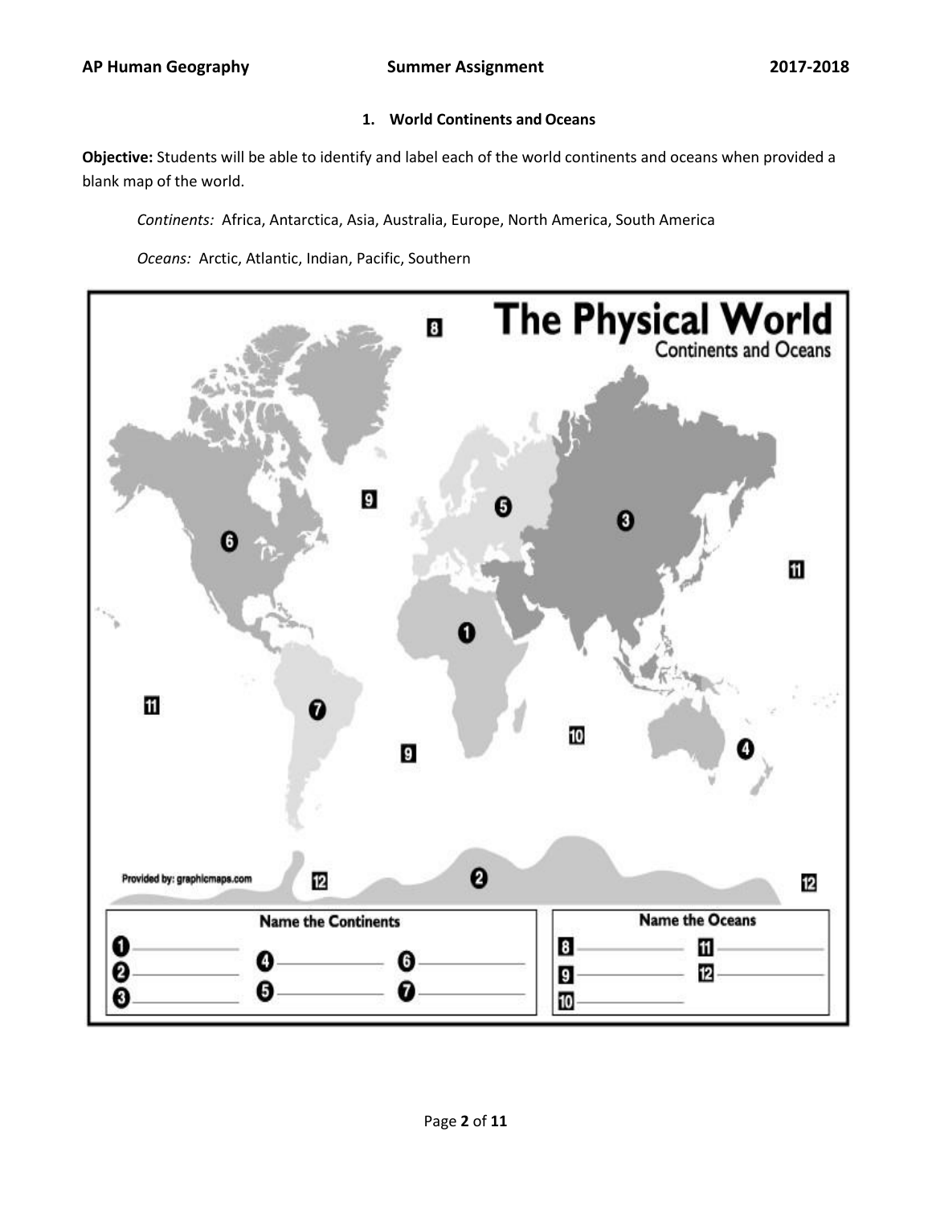## 1. World Continents and Oceans

**Objective:** Students will be able to identify and label each of the world continents and oceans when provided a blank map of the world.

*Continents:* Africa, Antarctica, Asia, Australia, Europe, North America, South America

*Oceans:* Arctic, Atlantic, Indian, Pacific, Southern

**The Physical World**
Continents and Oceans

Provided by: graphicmaps.com

**Name the Continents**

1 ____________
2 ____________
3 ____________
4 ____________
5 ____________
6 ____________
7 ____________

**Name the Oceans**

8 ____________
9 ____________
10 ____________
11 ____________
12 ____________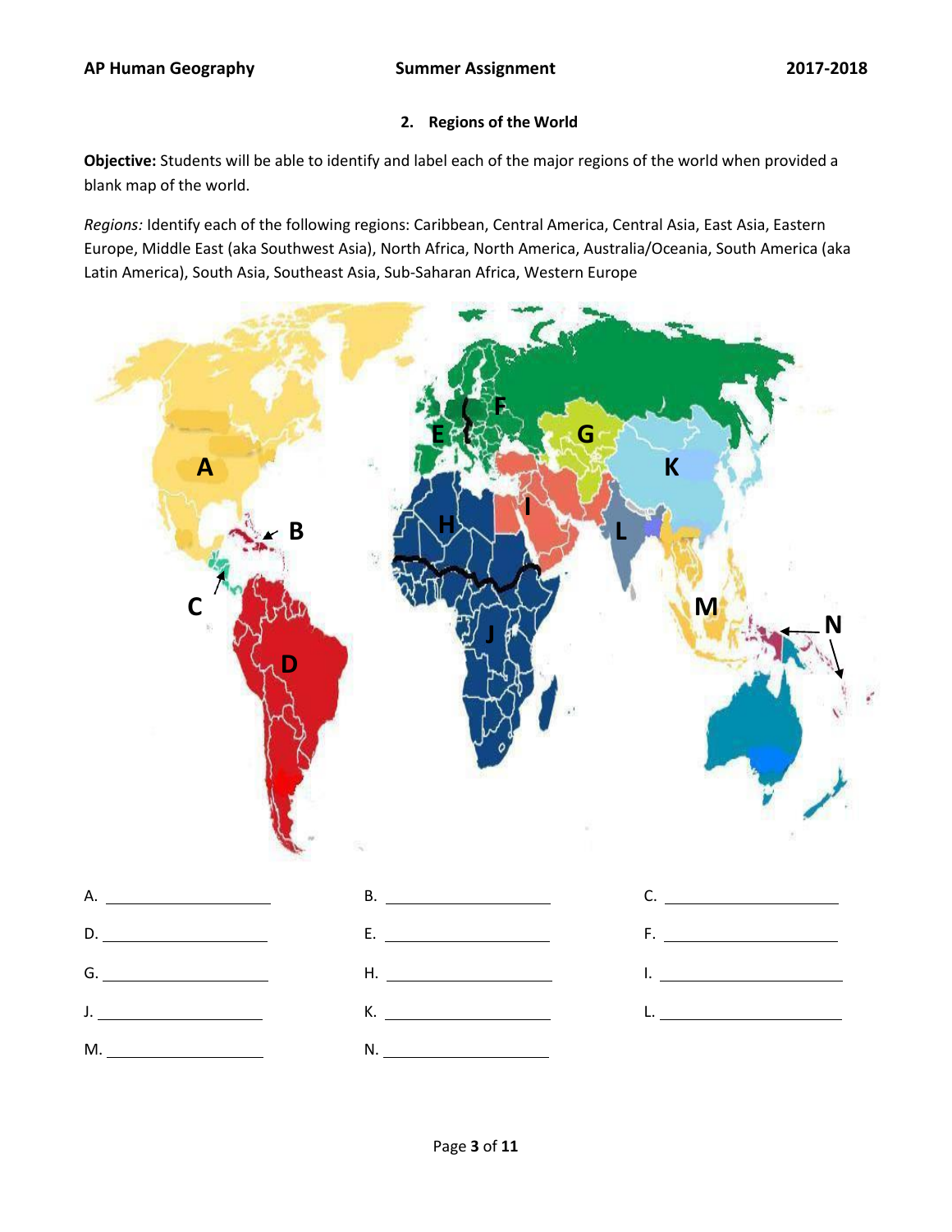## 2. Regions of the World

**Objective:** Students will be able to identify and label each of the major regions of the world when provided a blank map of the world.

*Regions:* Identify each of the following regions: Caribbean, Central America, Central Asia, East Asia, Eastern Europe, Middle East (aka Southwest Asia), North Africa, North America, Australia/Oceania, South America (aka Latin America), South Asia, Southeast Asia, Sub-Saharan Africa, Western Europe

A. ____________________ B. ____________________ C. ____________________

D. ____________________ E. ____________________ F. ____________________

G. ____________________ H. ____________________ I. ____________________

J. ____________________ K. ____________________ L. ____________________

M. ____________________ N. ____________________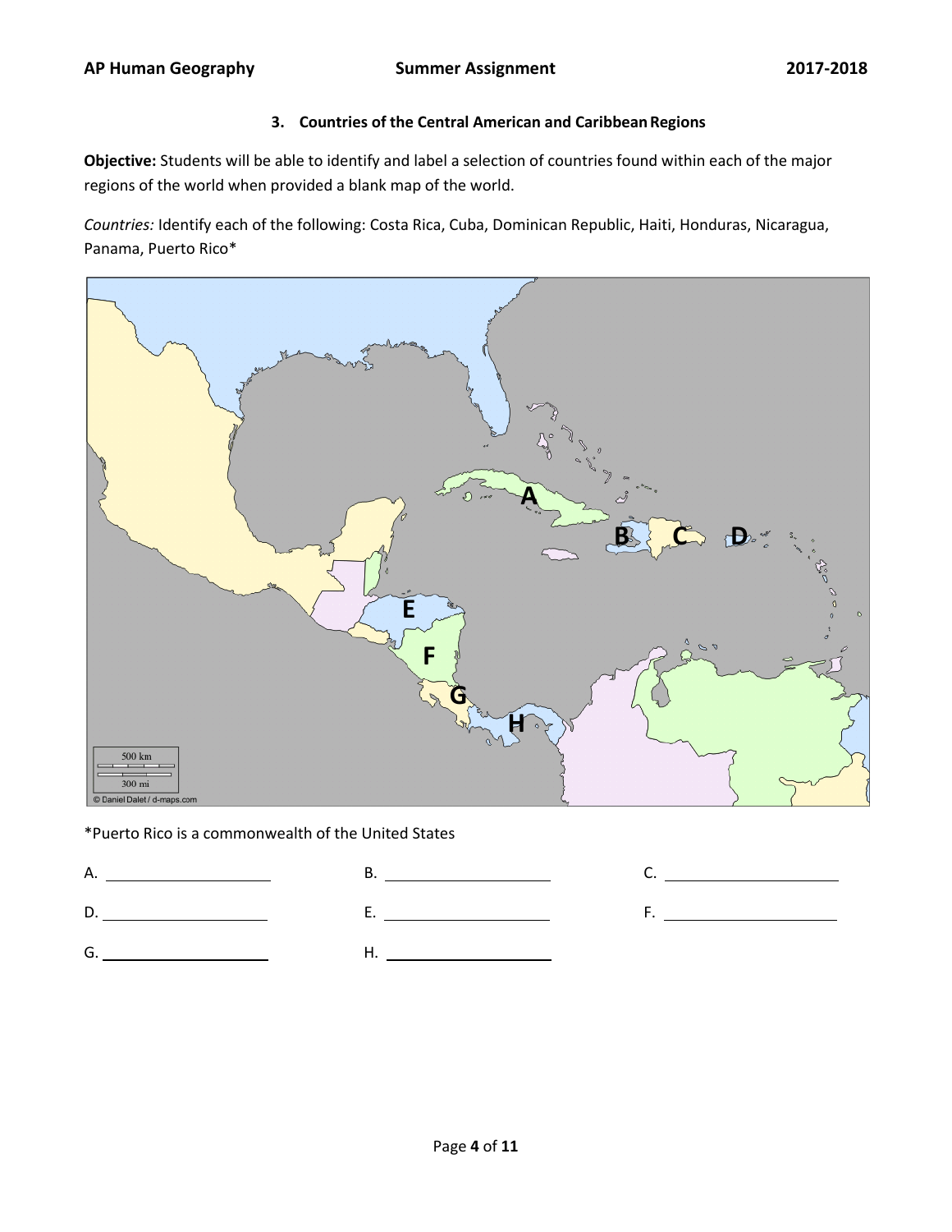### 3. Countries of the Central American and Caribbean Regions

**Objective:** Students will be able to identify and label a selection of countries found within each of the major regions of the world when provided a blank map of the world.

*Countries:* Identify each of the following: Costa Rica, Cuba, Dominican Republic, Haiti, Honduras, Nicaragua, Panama, Puerto Rico*

*Puerto Rico is a commonwealth of the United States

A. ____________________ B. ____________________ C. ____________________

D. ____________________ E. ____________________ F. ____________________

G. ____________________ H. ____________________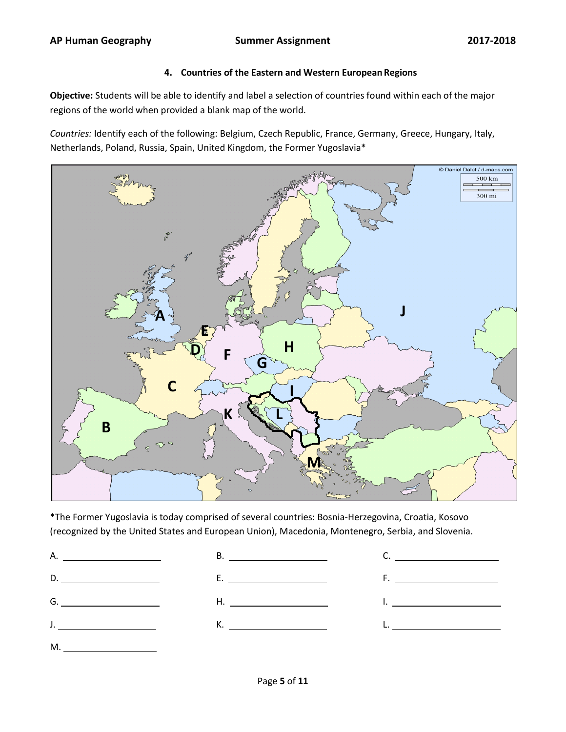### 4. Countries of the Eastern and Western European Regions

**Objective:** Students will be able to identify and label a selection of countries found within each of the major regions of the world when provided a blank map of the world.

*Countries:* Identify each of the following: Belgium, Czech Republic, France, Germany, Greece, Hungary, Italy, Netherlands, Poland, Russia, Spain, United Kingdom, the Former Yugoslavia*

*The Former Yugoslavia is today comprised of several countries: Bosnia-Herzegovina, Croatia, Kosovo (recognized by the United States and European Union), Macedonia, Montenegro, Serbia, and Slovenia.

A. ____________________ B. ____________________ C. ____________________

D. ____________________ E. ____________________ F. ____________________

G. ____________________ H. ____________________ I. ____________________

J. ____________________ K. ____________________ L. ____________________

M. ____________________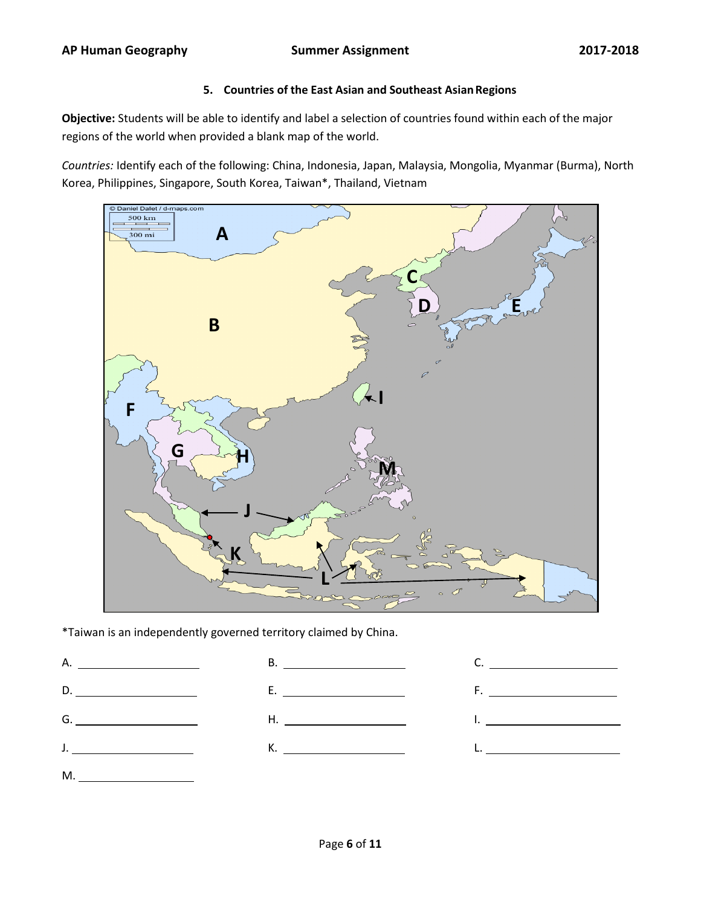### 5. Countries of the East Asian and Southeast Asian Regions

**Objective:** Students will be able to identify and label a selection of countries found within each of the major regions of the world when provided a blank map of the world.

*Countries:* Identify each of the following: China, Indonesia, Japan, Malaysia, Mongolia, Myanmar (Burma), North Korea, Philippines, Singapore, South Korea, Taiwan*, Thailand, Vietnam

*Taiwan is an independently governed territory claimed by China.

A. ____________________ B. ____________________ C. ____________________

D. ____________________ E. ____________________ F. ____________________

G. ____________________ H. ____________________ I. ____________________

J. ____________________ K. ____________________ L. ____________________

M. ____________________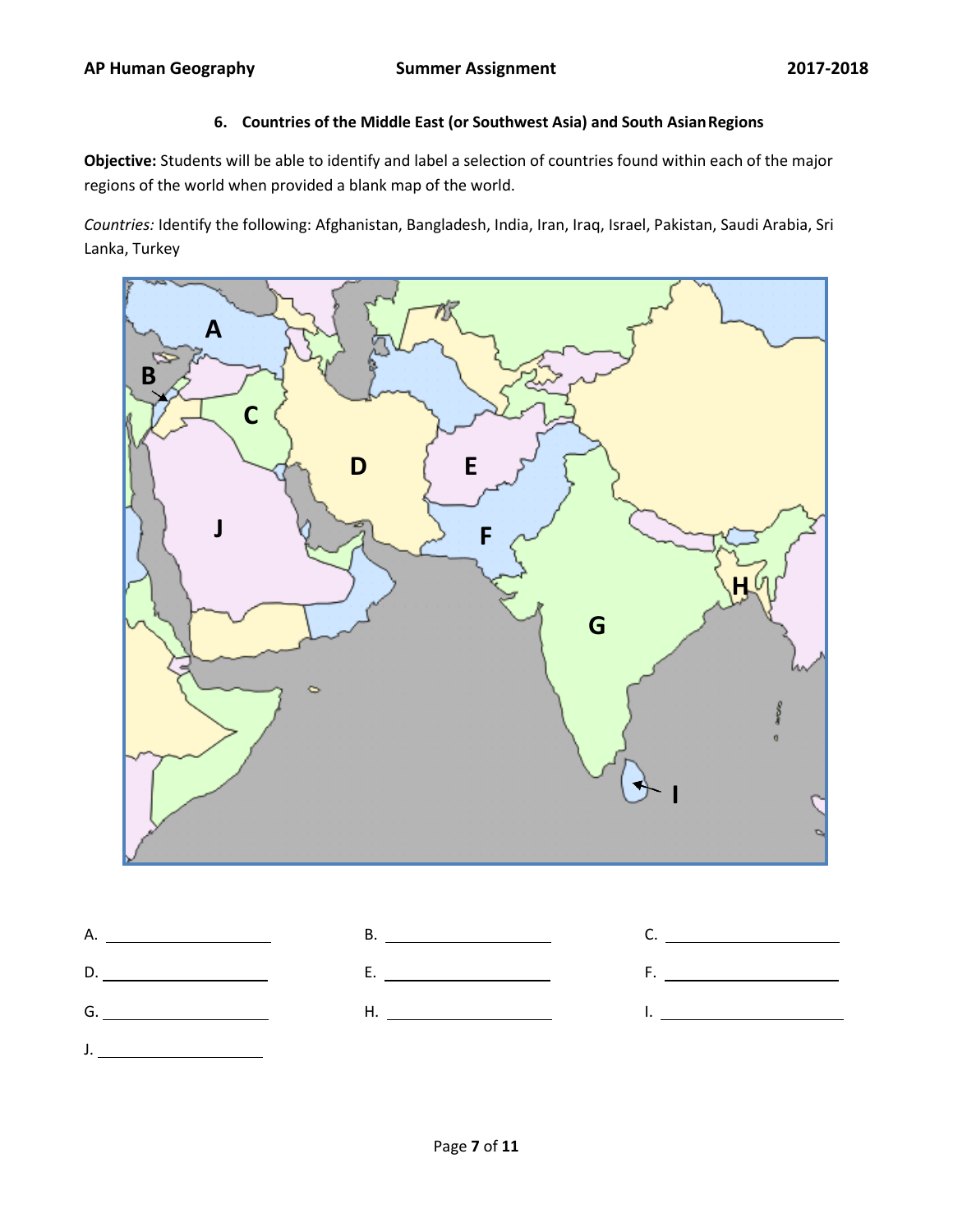### 6. Countries of the Middle East (or Southwest Asia) and South Asian Regions

**Objective:** Students will be able to identify and label a selection of countries found within each of the major regions of the world when provided a blank map of the world.

*Countries:* Identify the following: Afghanistan, Bangladesh, India, Iran, Iraq, Israel, Pakistan, Saudi Arabia, Sri Lanka, Turkey

A. ____________________ B. ____________________ C. ____________________

D. ____________________ E. ____________________ F. ____________________

G. ____________________ H. ____________________ I. ____________________

J. ____________________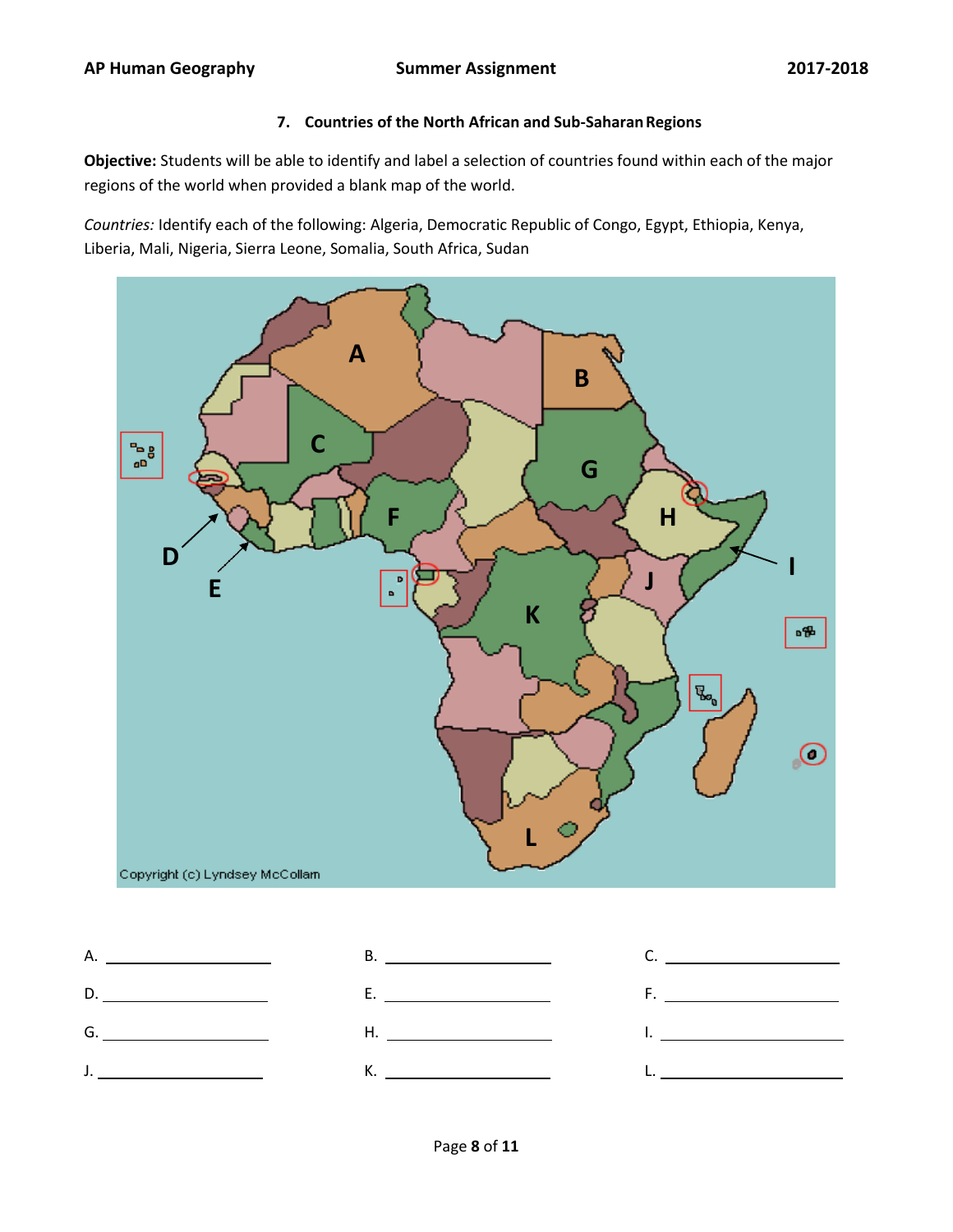### 7. Countries of the North African and Sub-Saharan Regions

**Objective:** Students will be able to identify and label a selection of countries found within each of the major regions of the world when provided a blank map of the world.

*Countries:* Identify each of the following: Algeria, Democratic Republic of Congo, Egypt, Ethiopia, Kenya, Liberia, Mali, Nigeria, Sierra Leone, Somalia, South Africa, Sudan

Copyright (c) Lyndsey McCollam

A. ____________________ B. ____________________ C. ____________________

D. ____________________ E. ____________________ F. ____________________

G. ____________________ H. ____________________ I. ____________________

J. ____________________ K. ____________________ L. ____________________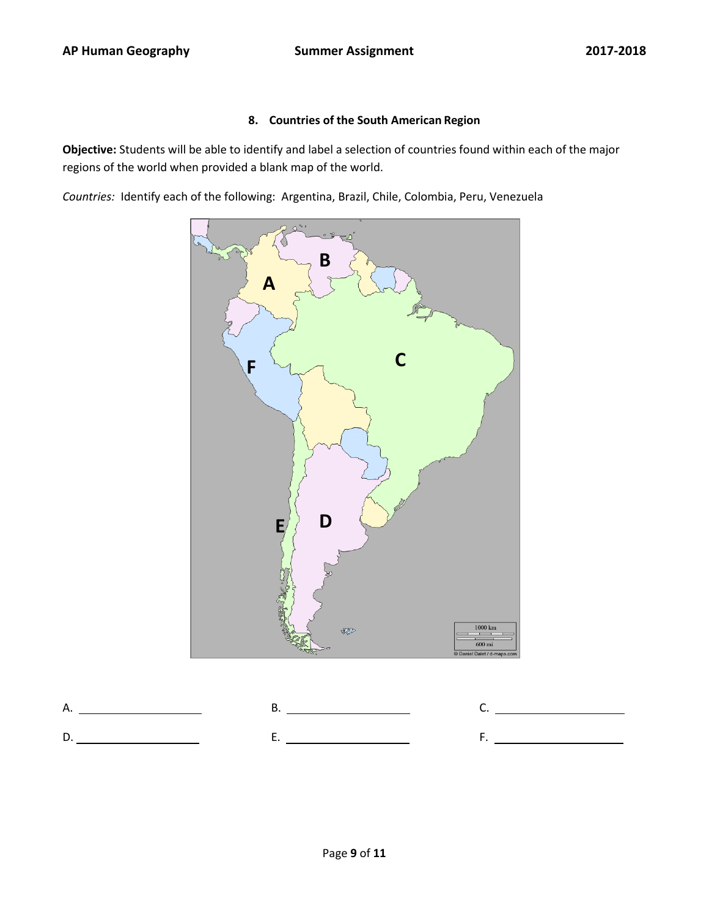### 8. Countries of the South American Region

**Objective:** Students will be able to identify and label a selection of countries found within each of the major regions of the world when provided a blank map of the world.

*Countries:* Identify each of the following: Argentina, Brazil, Chile, Colombia, Peru, Venezuela

A. ____________________ B. ____________________ C. ____________________

D. ____________________ E. ____________________ F. ____________________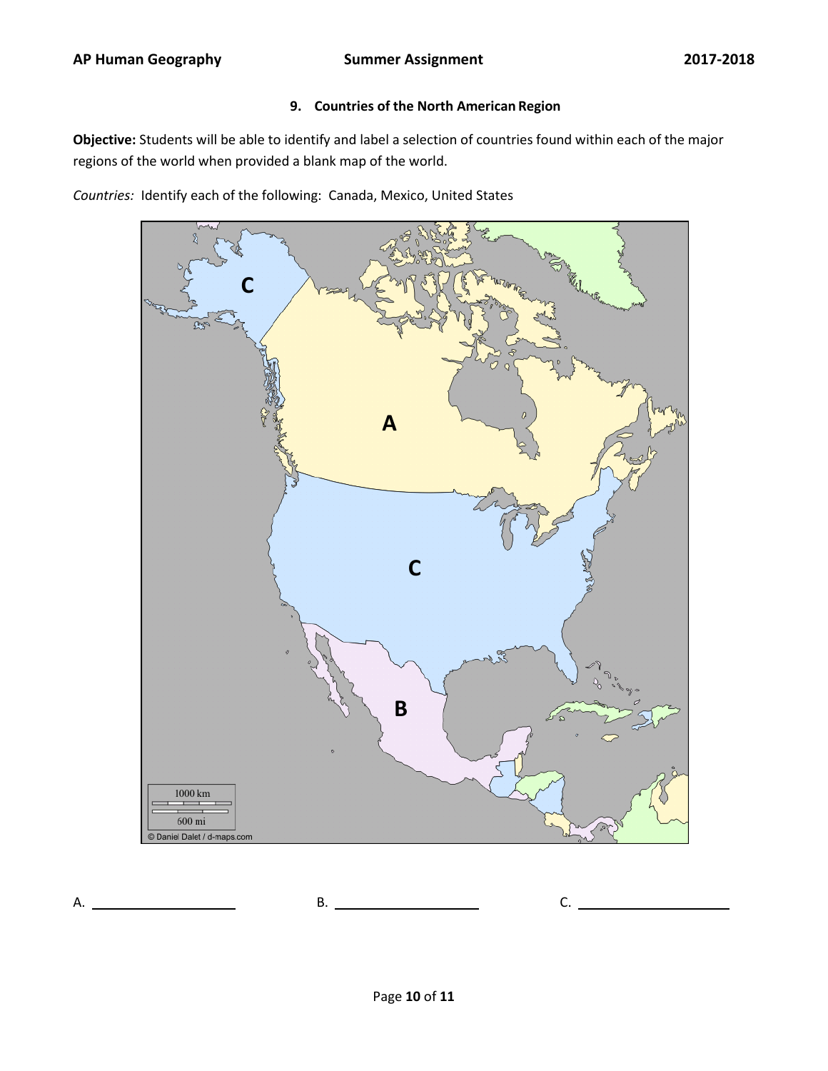### 9. Countries of the North American Region

**Objective:** Students will be able to identify and label a selection of countries found within each of the major regions of the world when provided a blank map of the world.

*Countries:* Identify each of the following: Canada, Mexico, United States

A. ____________________ B. ____________________ C. ____________________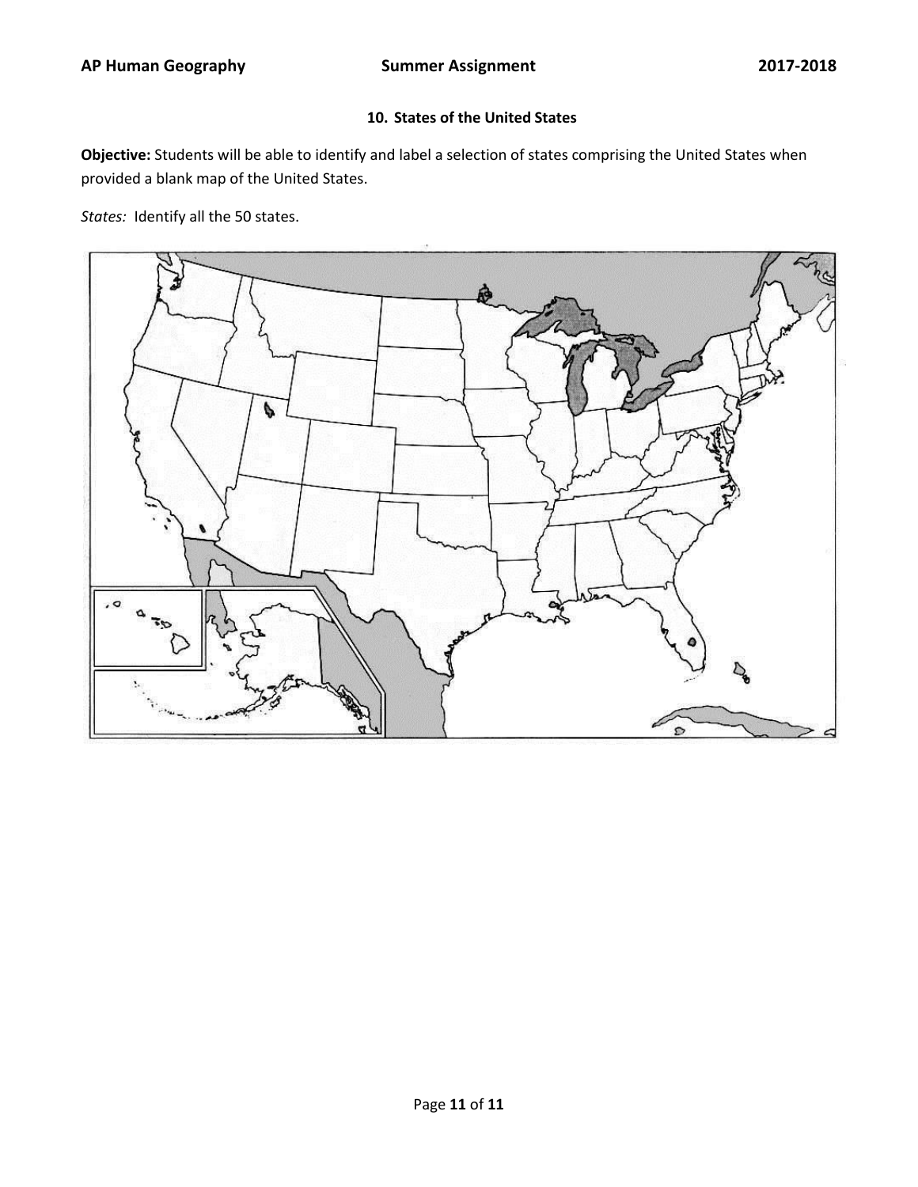### 10. States of the United States

**Objective:** Students will be able to identify and label a selection of states comprising the United States when provided a blank map of the United States.

*States:* Identify all the 50 states.